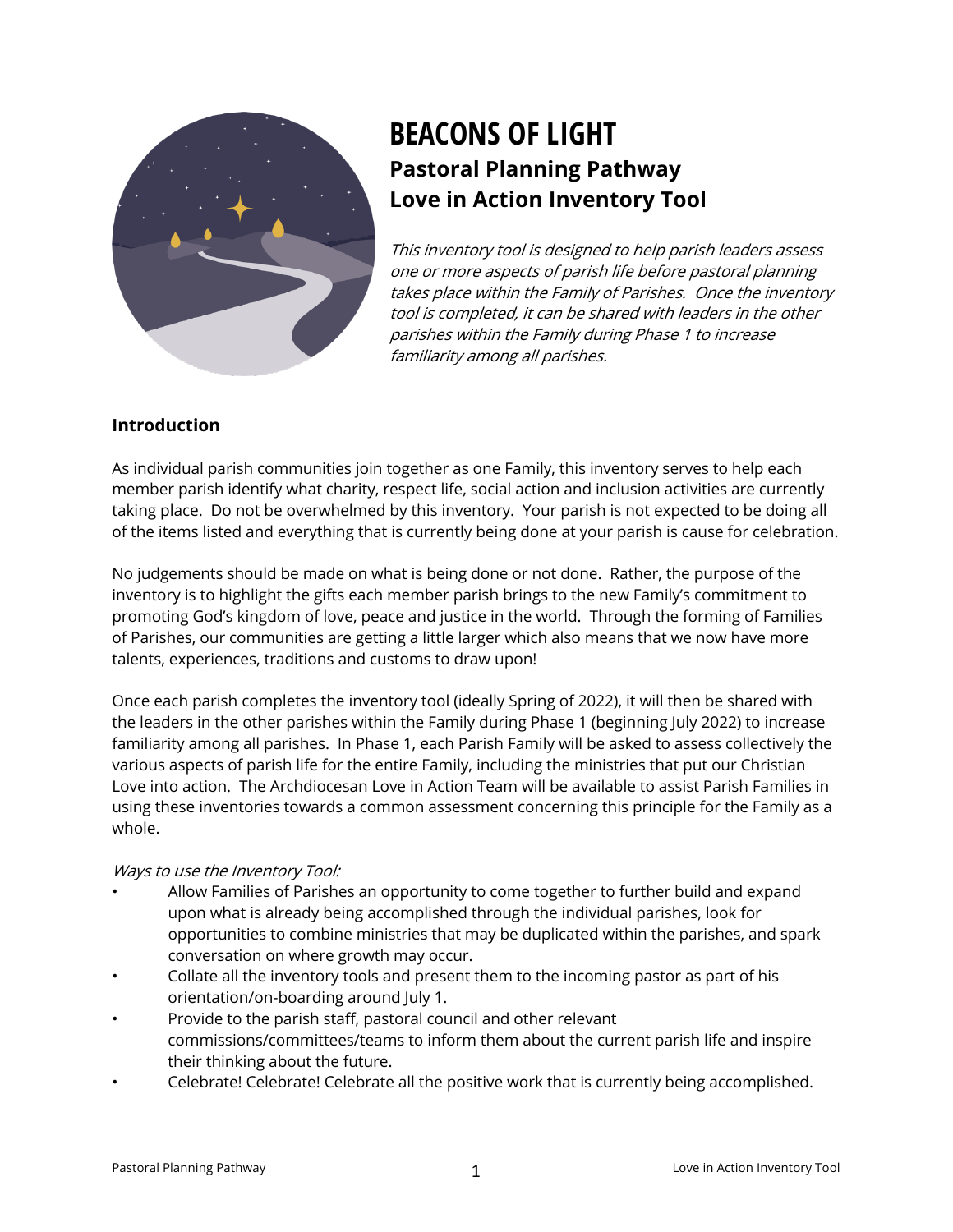# BEACONS OF LIGHT

## Pastoral Planning Pathway

## Love in Action Inventory Tool

*This inventory tool is designed to help parish leaders assess one or more aspects of parish life before pastoral planning takes place within the Family of Parishes. Once the inventory tool is completed, it can be shared with leaders in the other parishes within the Family during Phase 1 to increase familiarity among all parishes.*

### Introduction

As individual parish communities join together as one Family, this inventory serves to help each member parish identify what charity, respect life, social action and inclusion activities are currently taking place. Do not be overwhelmed by this inventory. Your parish is not expected to be doing all of the items listed and everything that is currently being done at your parish is cause for celebration.

No judgements should be made on what is being done or not done. Rather, the purpose of the inventory is to highlight the gifts each member parish brings to the new Family's commitment to promoting God's kingdom of love, peace and justice in the world. Through the forming of Families of Parishes, our communities are getting a little larger which also means that we now have more talents, experiences, traditions and customs to draw upon!

Once each parish completes the inventory tool (ideally Spring of 2022), it will then be shared with the leaders in the other parishes within the Family during Phase 1 (beginning July 2022) to increase familiarity among all parishes. In Phase 1, each Parish Family will be asked to assess collectively the various aspects of parish life for the entire Family, including the ministries that put our Christian Love into action. The Archdiocesan Love in Action Team will be available to assist Parish Families in using these inventories towards a common assessment concerning this principle for the Family as a whole.

*Ways to use the Inventory Tool:*

- Allow Families of Parishes an opportunity to come together to further build and expand upon what is already being accomplished through the individual parishes, look for opportunities to combine ministries that may be duplicated within the parishes, and spark conversation on where growth may occur.
- Collate all the inventory tools and present them to the incoming pastor as part of his orientation/on-boarding around July 1.
- Provide to the parish staff, pastoral council and other relevant commissions/committees/teams to inform them about the current parish life and inspire their thinking about the future.
- Celebrate! Celebrate! Celebrate all the positive work that is currently being accomplished.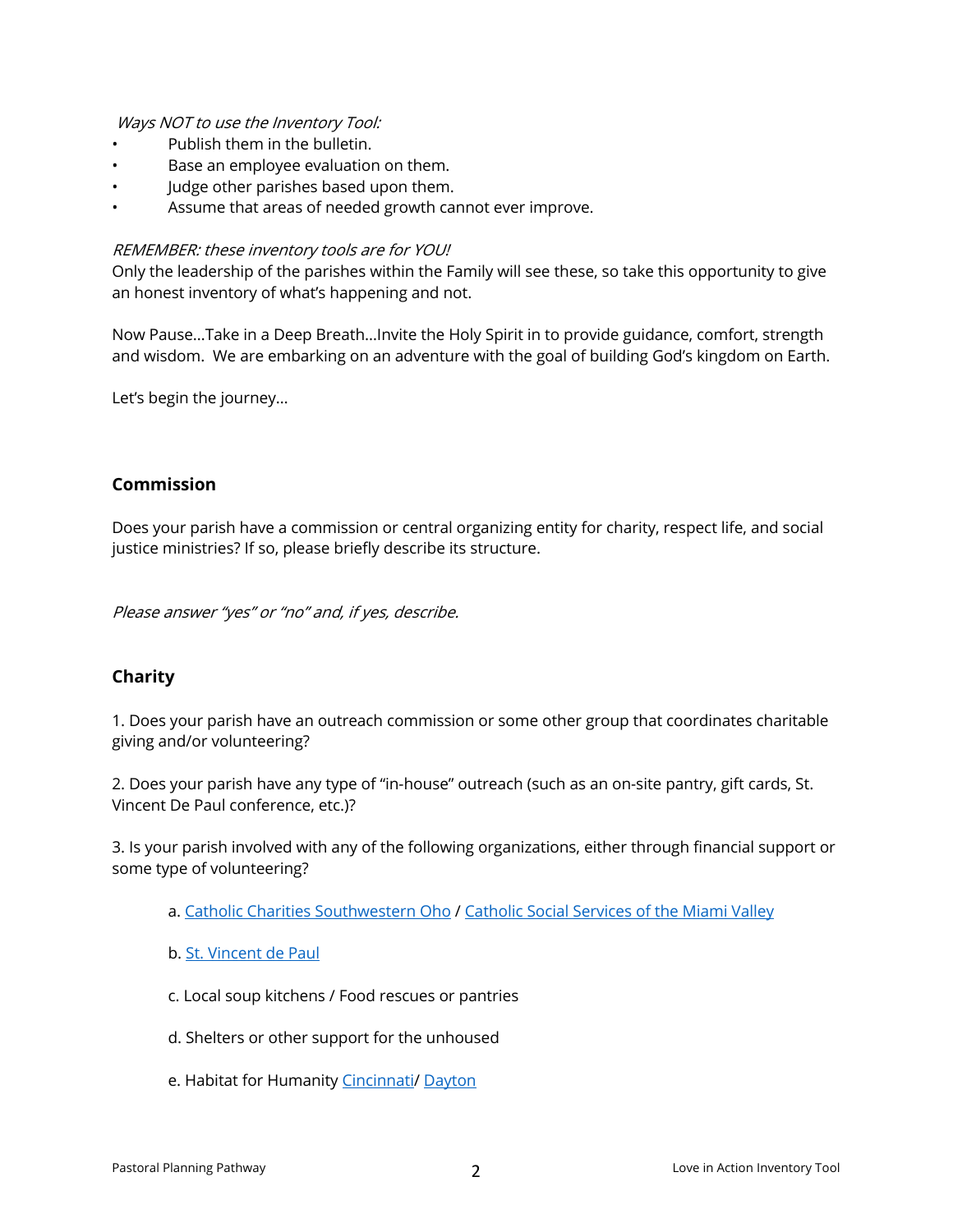*Ways NOT to use the Inventory Tool:*

- Publish them in the bulletin.
- Base an employee evaluation on them.
- Judge other parishes based upon them.
- Assume that areas of needed growth cannot ever improve.

*REMEMBER: these inventory tools are for YOU!*
Only the leadership of the parishes within the Family will see these, so take this opportunity to give an honest inventory of what's happening and not.

Now Pause…Take in a Deep Breath…Invite the Holy Spirit in to provide guidance, comfort, strength and wisdom. We are embarking on an adventure with the goal of building God's kingdom on Earth.

Let's begin the journey…

## Commission

Does your parish have a commission or central organizing entity for charity, respect life, and social justice ministries? If so, please briefly describe its structure.

*Please answer "yes" or "no" and, if yes, describe.*

## Charity

1. Does your parish have an outreach commission or some other group that coordinates charitable giving and/or volunteering?

2. Does your parish have any type of "in-house" outreach (such as an on-site pantry, gift cards, St. Vincent De Paul conference, etc.)?

3. Is your parish involved with any of the following organizations, either through financial support or some type of volunteering?

   a. Catholic Charities Southwestern Oho / Catholic Social Services of the Miami Valley

   b. St. Vincent de Paul

   c. Local soup kitchens / Food rescues or pantries

   d. Shelters or other support for the unhoused

   e. Habitat for Humanity Cincinnati/ Dayton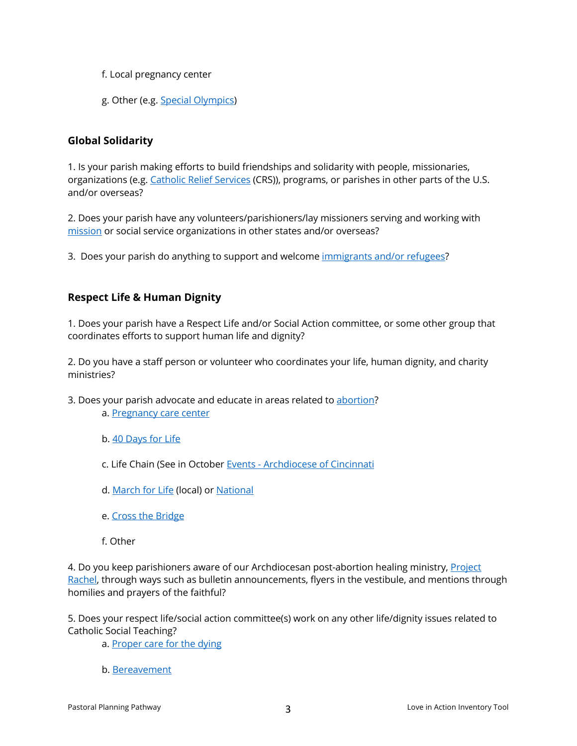f. Local pregnancy center

g. Other (e.g. Special Olympics)

### Global Solidarity

1. Is your parish making efforts to build friendships and solidarity with people, missionaries, organizations (e.g. Catholic Relief Services (CRS)), programs, or parishes in other parts of the U.S. and/or overseas?

2. Does your parish have any volunteers/parishioners/lay missioners serving and working with mission or social service organizations in other states and/or overseas?

3. Does your parish do anything to support and welcome immigrants and/or refugees?

### Respect Life & Human Dignity

1. Does your parish have a Respect Life and/or Social Action committee, or some other group that coordinates efforts to support human life and dignity?

2. Do you have a staff person or volunteer who coordinates your life, human dignity, and charity ministries?

3. Does your parish advocate and educate in areas related to abortion?

   a. Pregnancy care center

   b. 40 Days for Life

   c. Life Chain (See in October Events - Archdiocese of Cincinnati

   d. March for Life (local) or National

   e. Cross the Bridge

   f. Other

4. Do you keep parishioners aware of our Archdiocesan post-abortion healing ministry, Project Rachel, through ways such as bulletin announcements, flyers in the vestibule, and mentions through homilies and prayers of the faithful?

5. Does your respect life/social action committee(s) work on any other life/dignity issues related to Catholic Social Teaching?

   a. Proper care for the dying

   b. Bereavement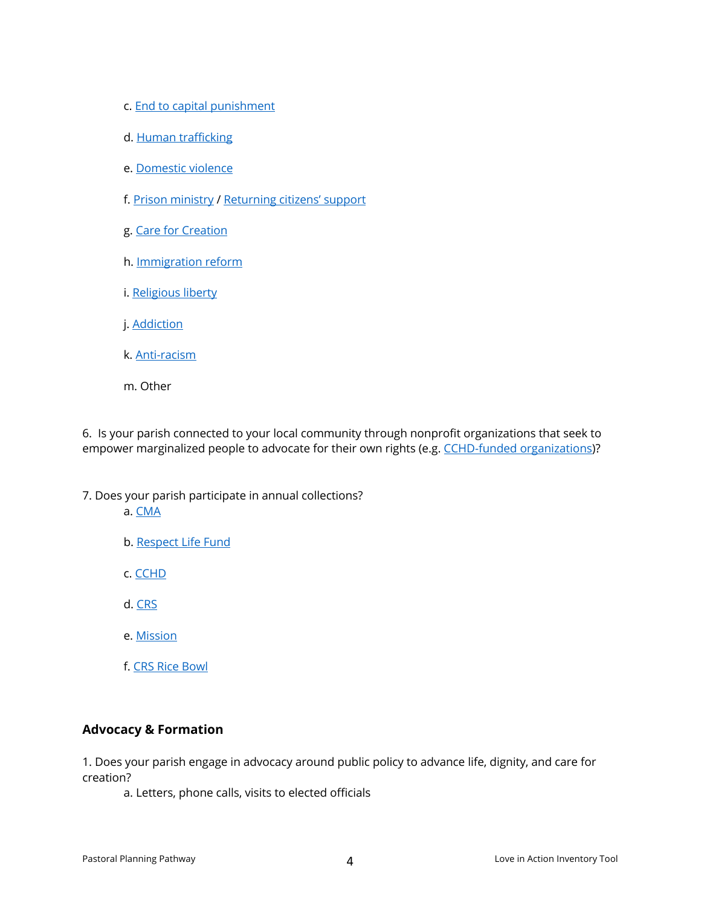c. End to capital punishment

d. Human trafficking

e. Domestic violence

f. Prison ministry / Returning citizens' support

g. Care for Creation

h. Immigration reform

i. Religious liberty

j. Addiction

k. Anti-racism

m. Other

6. Is your parish connected to your local community through nonprofit organizations that seek to empower marginalized people to advocate for their own rights (e.g. CCHD-funded organizations)?

7. Does your parish participate in annual collections?

a. CMA

b. Respect Life Fund

c. CCHD

d. CRS

e. Mission

f. CRS Rice Bowl

## Advocacy & Formation

1. Does your parish engage in advocacy around public policy to advance life, dignity, and care for creation?

a. Letters, phone calls, visits to elected officials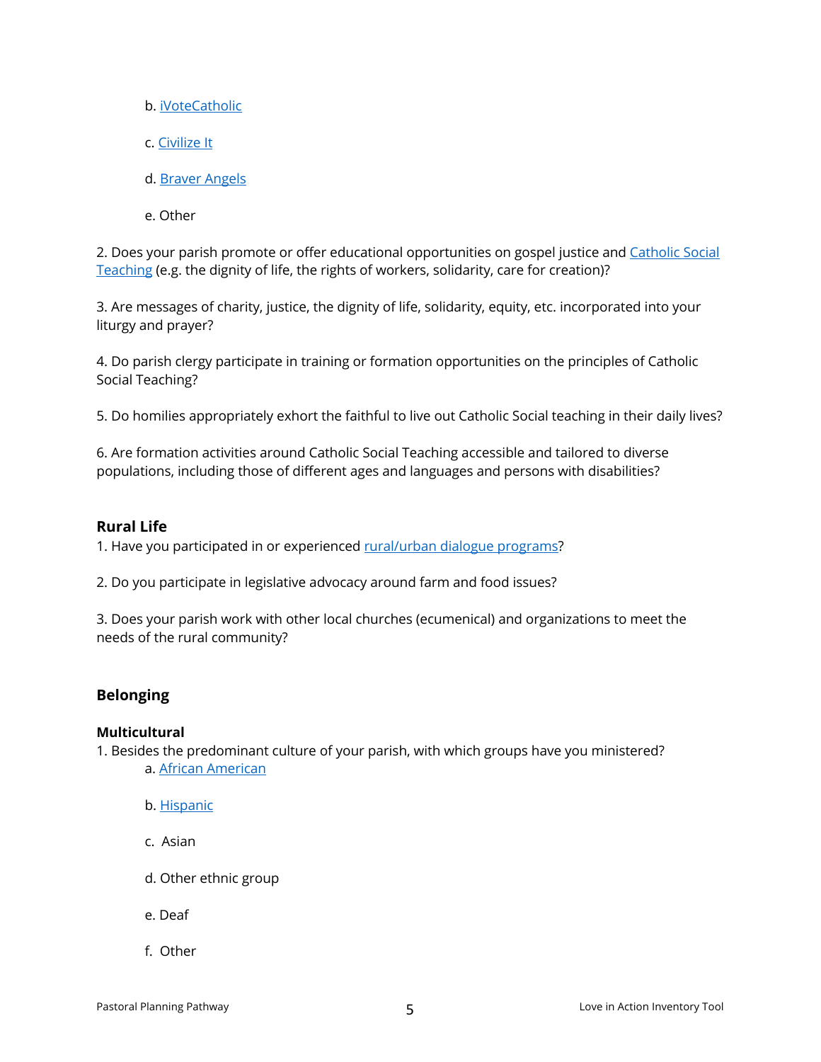b. iVoteCatholic

c. Civilize It

d. Braver Angels

e. Other

2. Does your parish promote or offer educational opportunities on gospel justice and Catholic Social Teaching (e.g. the dignity of life, the rights of workers, solidarity, care for creation)?

3. Are messages of charity, justice, the dignity of life, solidarity, equity, etc. incorporated into your liturgy and prayer?

4. Do parish clergy participate in training or formation opportunities on the principles of Catholic Social Teaching?

5. Do homilies appropriately exhort the faithful to live out Catholic Social teaching in their daily lives?

6. Are formation activities around Catholic Social Teaching accessible and tailored to diverse populations, including those of different ages and languages and persons with disabilities?

### Rural Life

1. Have you participated in or experienced rural/urban dialogue programs?

2. Do you participate in legislative advocacy around farm and food issues?

3. Does your parish work with other local churches (ecumenical) and organizations to meet the needs of the rural community?

## Belonging

### Multicultural

1. Besides the predominant culture of your parish, with which groups have you ministered?

    a. African American

    b. Hispanic

    c. Asian

    d. Other ethnic group

    e. Deaf

    f. Other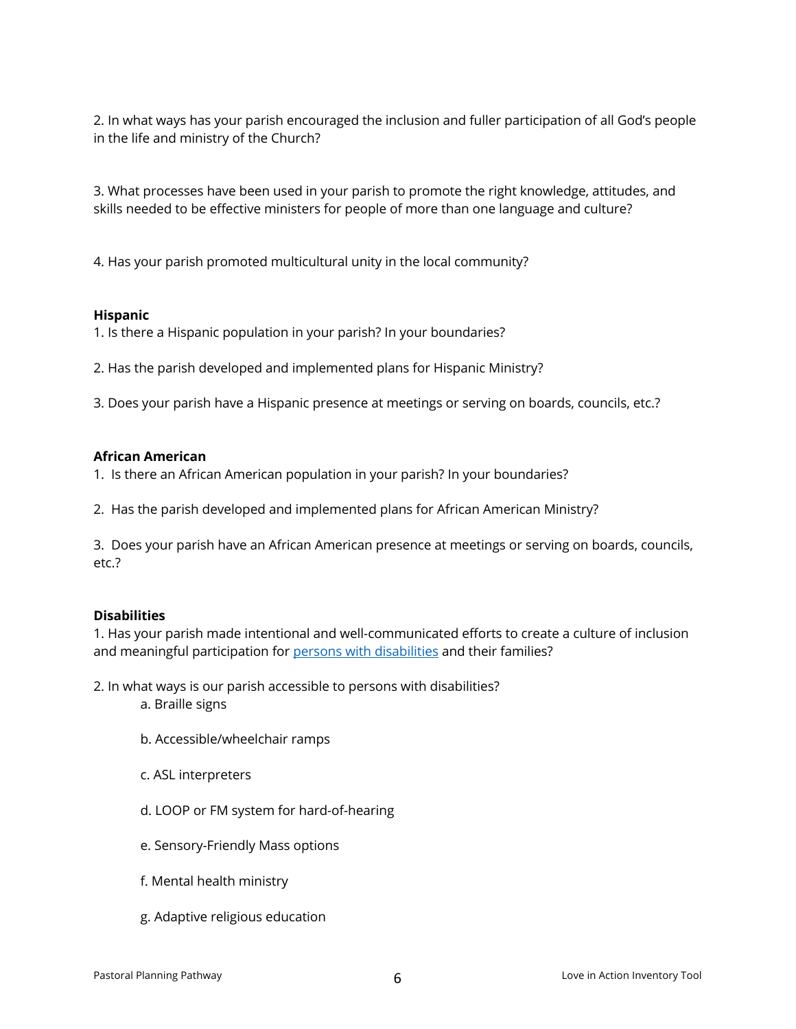2. In what ways has your parish encouraged the inclusion and fuller participation of all God's people in the life and ministry of the Church?

3. What processes have been used in your parish to promote the right knowledge, attitudes, and skills needed to be effective ministers for people of more than one language and culture?

4. Has your parish promoted multicultural unity in the local community?

**Hispanic**

1. Is there a Hispanic population in your parish? In your boundaries?

2. Has the parish developed and implemented plans for Hispanic Ministry?

3. Does your parish have a Hispanic presence at meetings or serving on boards, councils, etc.?

**African American**

1. Is there an African American population in your parish? In your boundaries?

2. Has the parish developed and implemented plans for African American Ministry?

3. Does your parish have an African American presence at meetings or serving on boards, councils, etc.?

**Disabilities**

1. Has your parish made intentional and well-communicated efforts to create a culture of inclusion and meaningful participation for persons with disabilities and their families?

2. In what ways is our parish accessible to persons with disabilities?
   a. Braille signs

   b. Accessible/wheelchair ramps

   c. ASL interpreters

   d. LOOP or FM system for hard-of-hearing

   e. Sensory-Friendly Mass options

   f. Mental health ministry

   g. Adaptive religious education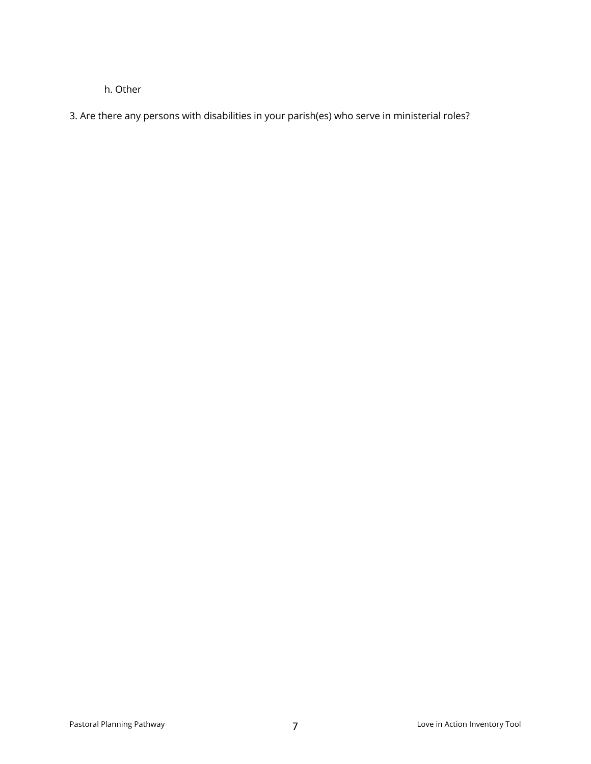h. Other

3. Are there any persons with disabilities in your parish(es) who serve in ministerial roles?